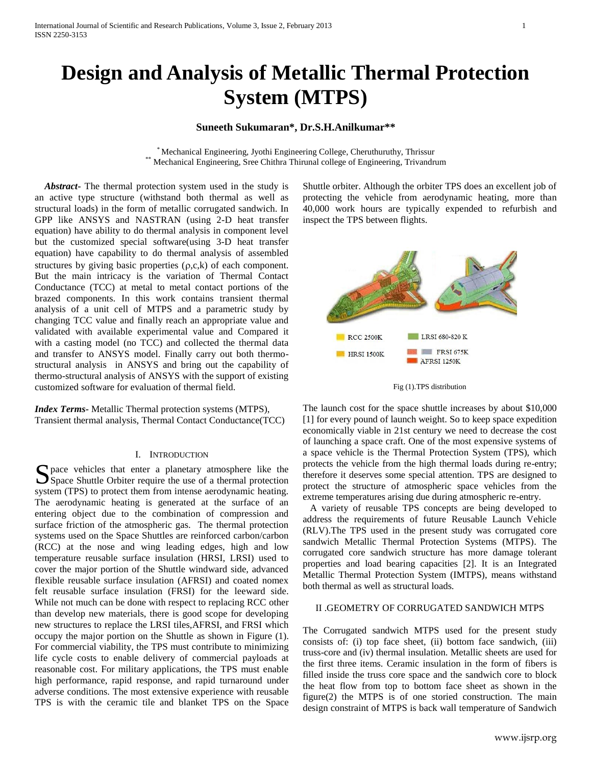# Design and Analysis of Metallic Thermal Protection System (MTPS)

**Suneeth Sukumaran*, Dr.S.H.Anilkumar****

\* Mechanical Engineering, Jyothi Engineering College, Cheruthuruthy, Thrissur
\*\* Mechanical Engineering, Sree Chithra Thirunal college of Engineering, Trivandrum

***Abstract-*** The thermal protection system used in the study is an active type structure (withstand both thermal as well as structural loads) in the form of metallic corrugated sandwich. In GPP like ANSYS and NASTRAN (using 2-D heat transfer equation) have ability to do thermal analysis in component level but the customized special software(using 3-D heat transfer equation) have capability to do thermal analysis of assembled structures by giving basic properties ($\rho$,c,k) of each component. But the main intricacy is the variation of Thermal Contact Conductance (TCC) at metal to metal contact portions of the brazed components. In this work contains transient thermal analysis of a unit cell of MTPS and a parametric study by changing TCC value and finally reach an appropriate value and validated with available experimental value and Compared it with a casting model (no TCC) and collected the thermal data and transfer to ANSYS model. Finally carry out both thermo-structural analysis in ANSYS and bring out the capability of thermo-structural analysis of ANSYS with the support of existing customized software for evaluation of thermal field.

***Index Terms-*** Metallic Thermal protection systems (MTPS), Transient thermal analysis, Thermal Contact Conductance(TCC)

## I. Introduction

Space vehicles that enter a planetary atmosphere like the Space Shuttle Orbiter require the use of a thermal protection system (TPS) to protect them from intense aerodynamic heating. The aerodynamic heating is generated at the surface of an entering object due to the combination of compression and surface friction of the atmospheric gas. The thermal protection systems used on the Space Shuttles are reinforced carbon/carbon (RCC) at the nose and wing leading edges, high and low temperature reusable surface insulation (HRSI, LRSI) used to cover the major portion of the Shuttle windward side, advanced flexible reusable surface insulation (AFRSI) and coated nomex felt reusable surface insulation (FRSI) for the leeward side. While not much can be done with respect to replacing RCC other than develop new materials, there is good scope for developing new structures to replace the LRSI tiles,AFRSI, and FRSI which occupy the major portion on the Shuttle as shown in Figure (1). For commercial viability, the TPS must contribute to minimizing life cycle costs to enable delivery of commercial payloads at reasonable cost. For military applications, the TPS must enable high performance, rapid response, and rapid turnaround under adverse conditions. The most extensive experience with reusable TPS is with the ceramic tile and blanket TPS on the Space Shuttle orbiter. Although the orbiter TPS does an excellent job of protecting the vehicle from aerodynamic heating, more than 40,000 work hours are typically expended to refurbish and inspect the TPS between flights.

RCC 2500K | LRSI 680-820 K | HRSI 1500K | FRSI 675K | AFRSI 1250K

Fig (1).TPS distribution

The launch cost for the space shuttle increases by about $10,000 [1] for every pound of launch weight. So to keep space expedition economically viable in 21st century we need to decrease the cost of launching a space craft. One of the most expensive systems of a space vehicle is the Thermal Protection System (TPS), which protects the vehicle from the high thermal loads during re-entry; therefore it deserves some special attention. TPS are designed to protect the structure of atmospheric space vehicles from the extreme temperatures arising due during atmospheric re-entry.

A variety of reusable TPS concepts are being developed to address the requirements of future Reusable Launch Vehicle (RLV).The TPS used in the present study was corrugated core sandwich Metallic Thermal Protection Systems (MTPS). The corrugated core sandwich structure has more damage tolerant properties and load bearing capacities [2]. It is an Integrated Metallic Thermal Protection System (IMTPS), means withstand both thermal as well as structural loads.

## II .Geometry of Corrugated Sandwich MTPS

The Corrugated sandwich MTPS used for the present study consists of: (i) top face sheet, (ii) bottom face sandwich, (iii) truss-core and (iv) thermal insulation. Metallic sheets are used for the first three items. Ceramic insulation in the form of fibers is filled inside the truss core space and the sandwich core to block the heat flow from top to bottom face sheet as shown in the figure(2) the MTPS is of one storied construction. The main design constraint of MTPS is back wall temperature of Sandwich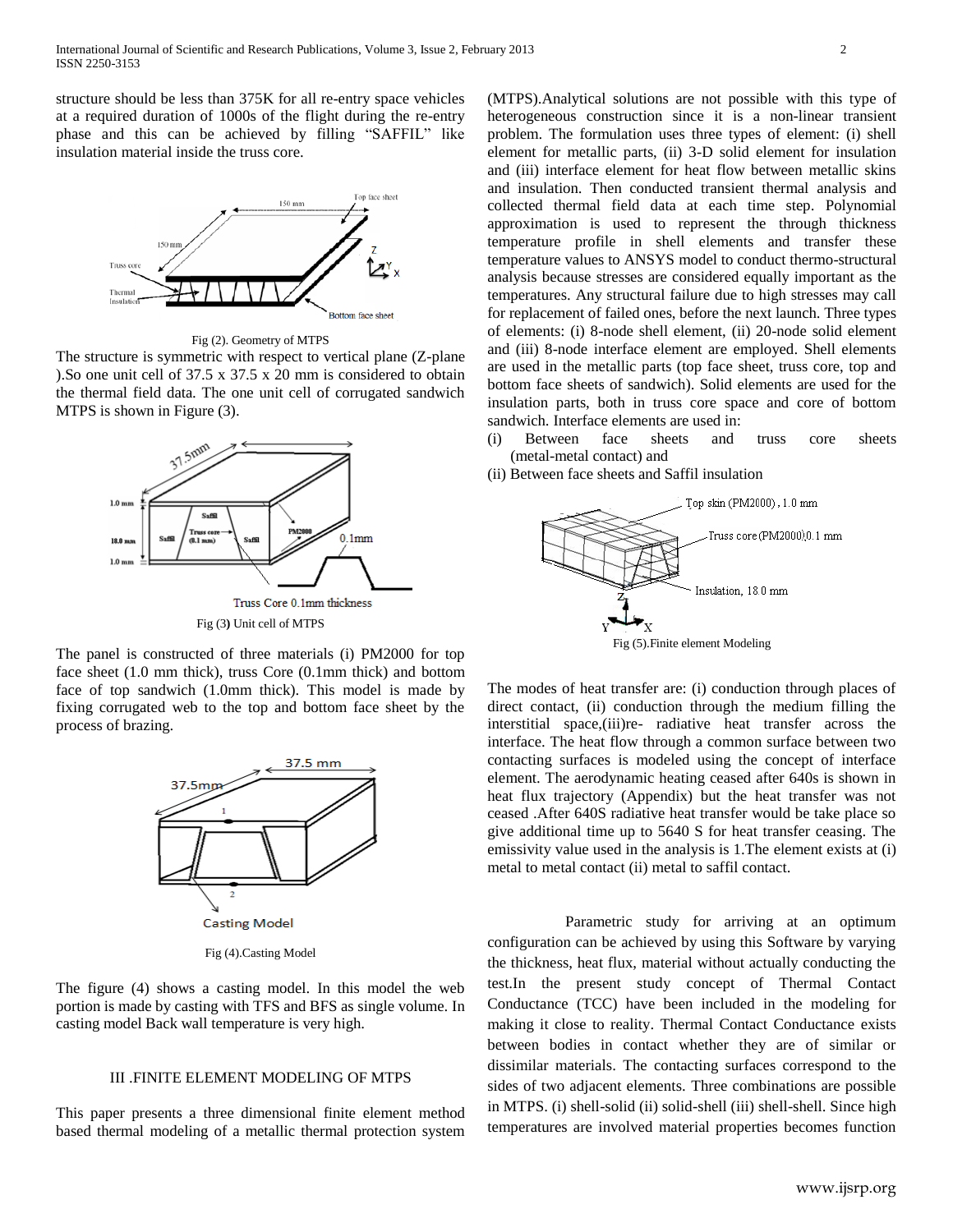structure should be less than 375K for all re-entry space vehicles at a required duration of 1000s of the flight during the re-entry phase and this can be achieved by filling "SAFFIL" like insulation material inside the truss core.

Fig (2). Geometry of MTPS

The structure is symmetric with respect to vertical plane (Z-plane ).So one unit cell of 37.5 x 37.5 x 20 mm is considered to obtain the thermal field data. The one unit cell of corrugated sandwich MTPS is shown in Figure (3).

Fig (3) Unit cell of MTPS

The panel is constructed of three materials (i) PM2000 for top face sheet (1.0 mm thick), truss Core (0.1mm thick) and bottom face of top sandwich (1.0mm thick). This model is made by fixing corrugated web to the top and bottom face sheet by the process of brazing.

Fig (4).Casting Model

The figure (4) shows a casting model. In this model the web portion is made by casting with TFS and BFS as single volume. In casting model Back wall temperature is very high.

## III .FINITE ELEMENT MODELING OF MTPS

This paper presents a three dimensional finite element method based thermal modeling of a metallic thermal protection system (MTPS).Analytical solutions are not possible with this type of heterogeneous construction since it is a non-linear transient problem. The formulation uses three types of element: (i) shell element for metallic parts, (ii) 3-D solid element for insulation and (iii) interface element for heat flow between metallic skins and insulation. Then conducted transient thermal analysis and collected thermal field data at each time step. Polynomial approximation is used to represent the through thickness temperature profile in shell elements and transfer these temperature values to ANSYS model to conduct thermo-structural analysis because stresses are considered equally important as the temperatures. Any structural failure due to high stresses may call for replacement of failed ones, before the next launch. Three types of elements: (i) 8-node shell element, (ii) 20-node solid element and (iii) 8-node interface element are employed. Shell elements are used in the metallic parts (top face sheet, truss core, top and bottom face sheets of sandwich). Solid elements are used for the insulation parts, both in truss core space and core of bottom sandwich. Interface elements are used in:

(i) Between face sheets and truss core sheets (metal-metal contact) and
(ii) Between face sheets and Saffil insulation

Fig (5).Finite element Modeling

The modes of heat transfer are: (i) conduction through places of direct contact, (ii) conduction through the medium filling the interstitial space,(iii)re- radiative heat transfer across the interface. The heat flow through a common surface between two contacting surfaces is modeled using the concept of interface element. The aerodynamic heating ceased after 640s is shown in heat flux trajectory (Appendix) but the heat transfer was not ceased .After 640S radiative heat transfer would be take place so give additional time up to 5640 S for heat transfer ceasing. The emissivity value used in the analysis is 1.The element exists at (i) metal to metal contact (ii) metal to saffil contact.

Parametric study for arriving at an optimum configuration can be achieved by using this Software by varying the thickness, heat flux, material without actually conducting the test.In the present study concept of Thermal Contact Conductance (TCC) have been included in the modeling for making it close to reality. Thermal Contact Conductance exists between bodies in contact whether they are of similar or dissimilar materials. The contacting surfaces correspond to the sides of two adjacent elements. Three combinations are possible in MTPS. (i) shell-solid (ii) solid-shell (iii) shell-shell. Since high temperatures are involved material properties becomes function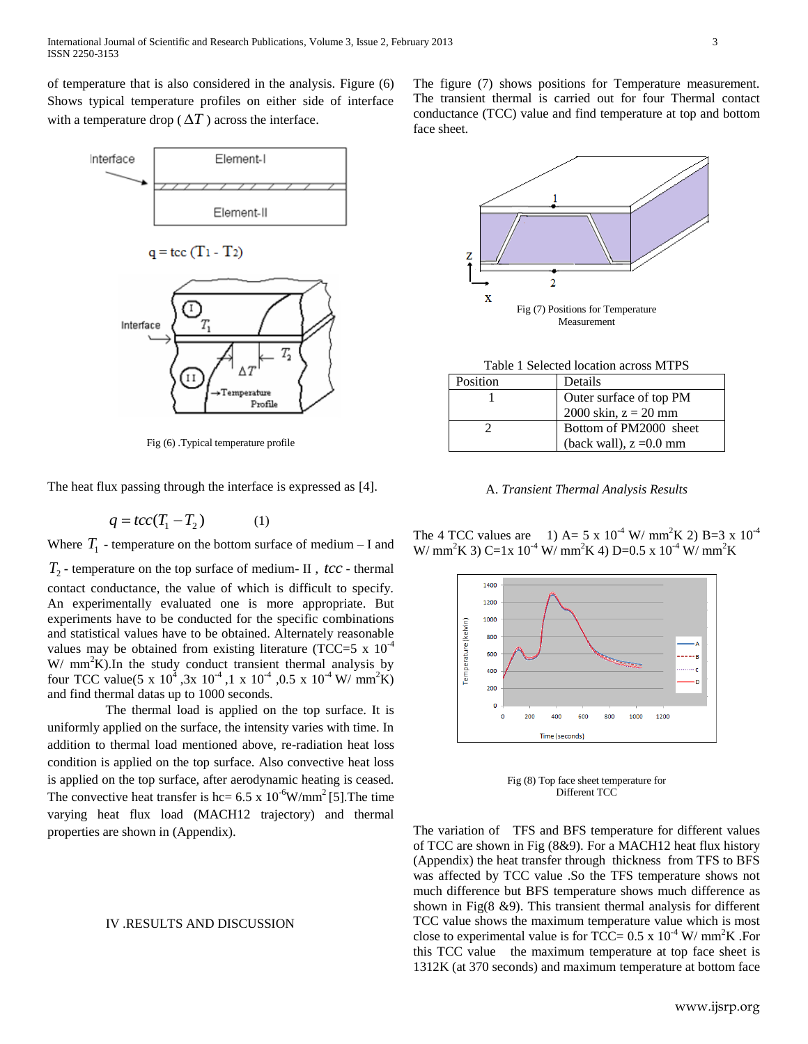of temperature that is also considered in the analysis. Figure (6) Shows typical temperature profiles on either side of interface with a temperature drop ( $\Delta T$ ) across the interface.

Fig (6) .Typical temperature profile

The heat flux passing through the interface is expressed as [4].

$$q = tcc(T_1 - T_2) \qquad (1)$$

Where $T_1$ - temperature on the bottom surface of medium – I and $T_2$ - temperature on the top surface of medium- II , $tcc$ - thermal contact conductance, the value of which is difficult to specify. An experimentally evaluated one is more appropriate. But experiments have to be conducted for the specific combinations and statistical values have to be obtained. Alternately reasonable values may be obtained from existing literature (TCC=5 x $10^{-4}$ W/ mm$^2$K).In the study conduct transient thermal analysis by four TCC value(5 x $10^4$ ,3x $10^{-4}$ ,1 x $10^{-4}$ ,0.5 x $10^{-4}$ W/ mm$^2$K) and find thermal datas up to 1000 seconds.

The thermal load is applied on the top surface. It is uniformly applied on the surface, the intensity varies with time. In addition to thermal load mentioned above, re-radiation heat loss condition is applied on the top surface. Also convective heat loss is applied on the top surface, after aerodynamic heating is ceased. The convective heat transfer is hc= 6.5 x $10^{-6}$W/mm$^2$ [5].The time varying heat flux load (MACH12 trajectory) and thermal properties are shown in (Appendix).

## IV .RESULTS AND DISCUSSION

The figure (7) shows positions for Temperature measurement. The transient thermal is carried out for four Thermal contact conductance (TCC) value and find temperature at top and bottom face sheet.

Fig (7) Positions for Temperature Measurement

Table 1 Selected location across MTPS

| Position | Details |
|---|---|
| 1 | Outer surface of top PM 2000 skin, z = 20 mm |
| 2 | Bottom of PM2000 sheet (back wall), z =0.0 mm |

### A. *Transient Thermal Analysis Results*

The 4 TCC values are 1) A= 5 x $10^{-4}$ W/ mm$^2$K 2) B=3 x $10^{-4}$ W/ mm$^2$K 3) C=1x $10^{-4}$ W/ mm$^2$K 4) D=0.5 x $10^{-4}$ W/ mm$^2$K

Fig (8) Top face sheet temperature for Different TCC

The variation of TFS and BFS temperature for different values of TCC are shown in Fig (8&9). For a MACH12 heat flux history (Appendix) the heat transfer through thickness from TFS to BFS was affected by TCC value .So the TFS temperature shows not much difference but BFS temperature shows much difference as shown in Fig(8 &9). This transient thermal analysis for different TCC value shows the maximum temperature value which is most close to experimental value is for TCC= 0.5 x $10^{-4}$ W/ mm$^2$K .For this TCC value the maximum temperature at top face sheet is 1312K (at 370 seconds) and maximum temperature at bottom face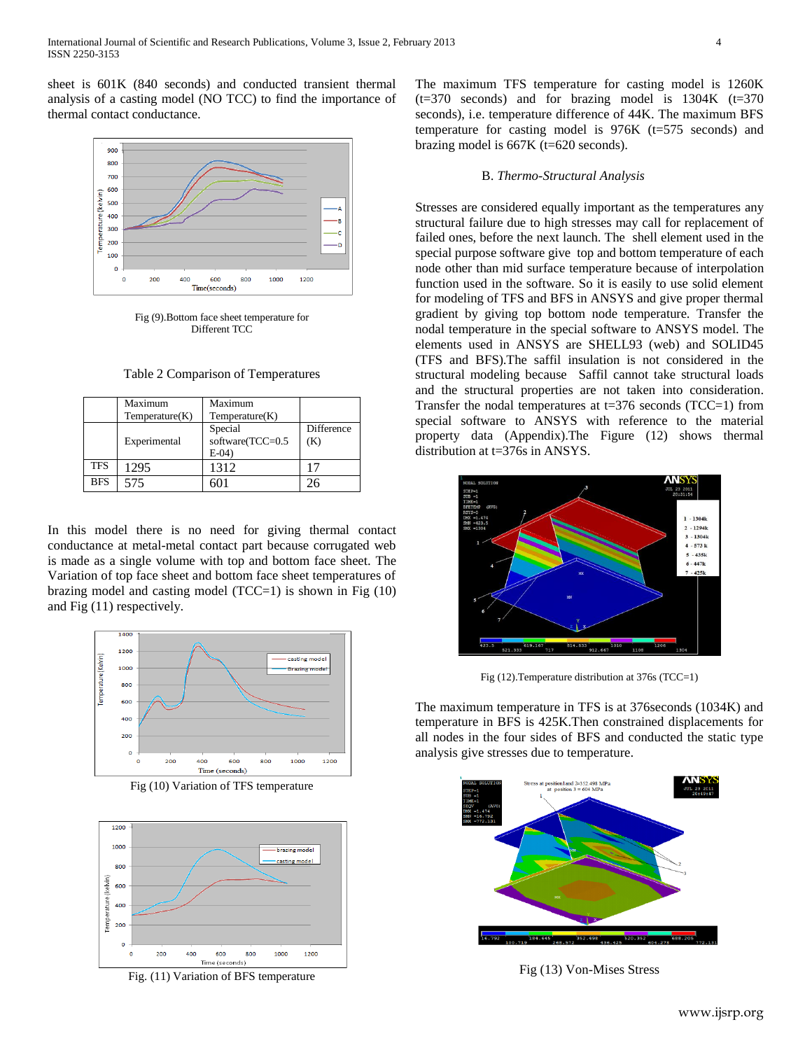sheet is 601K (840 seconds) and conducted transient thermal analysis of a casting model (NO TCC) to find the importance of thermal contact conductance.

Fig (9).Bottom face sheet temperature for Different TCC

Table 2 Comparison of Temperatures

| | Maximum Temperature(K) | Maximum Temperature(K) | |
|---|---|---|---|
| | Experimental | Special software(TCC=0.5 E-04) | Difference (K) |
| TFS | 1295 | 1312 | 17 |
| BFS | 575 | 601 | 26 |

In this model there is no need for giving thermal contact conductance at metal-metal contact part because corrugated web is made as a single volume with top and bottom face sheet. The Variation of top face sheet and bottom face sheet temperatures of brazing model and casting model (TCC=1) is shown in Fig (10) and Fig (11) respectively.

Fig (10) Variation of TFS temperature

Fig. (11) Variation of BFS temperature

The maximum TFS temperature for casting model is 1260K (t=370 seconds) and for brazing model is 1304K (t=370 seconds), i.e. temperature difference of 44K. The maximum BFS temperature for casting model is 976K (t=575 seconds) and brazing model is 667K (t=620 seconds).

### B. *Thermo-Structural Analysis*

Stresses are considered equally important as the temperatures any structural failure due to high stresses may call for replacement of failed ones, before the next launch. The shell element used in the special purpose software give top and bottom temperature of each node other than mid surface temperature because of interpolation function used in the software. So it is easily to use solid element for modeling of TFS and BFS in ANSYS and give proper thermal gradient by giving top bottom node temperature. Transfer the nodal temperature in the special software to ANSYS model. The elements used in ANSYS are SHELL93 (web) and SOLID45 (TFS and BFS).The saffil insulation is not considered in the structural modeling because Saffil cannot take structural loads and the structural properties are not taken into consideration. Transfer the nodal temperatures at t=376 seconds (TCC=1) from special software to ANSYS with reference to the material property data (Appendix).The Figure (12) shows thermal distribution at t=376s in ANSYS.

Fig (12).Temperature distribution at 376s (TCC=1)

The maximum temperature in TFS is at 376seconds (1034K) and temperature in BFS is 425K.Then constrained displacements for all nodes in the four sides of BFS and conducted the static type analysis give stresses due to temperature.

Fig (13) Von-Mises Stress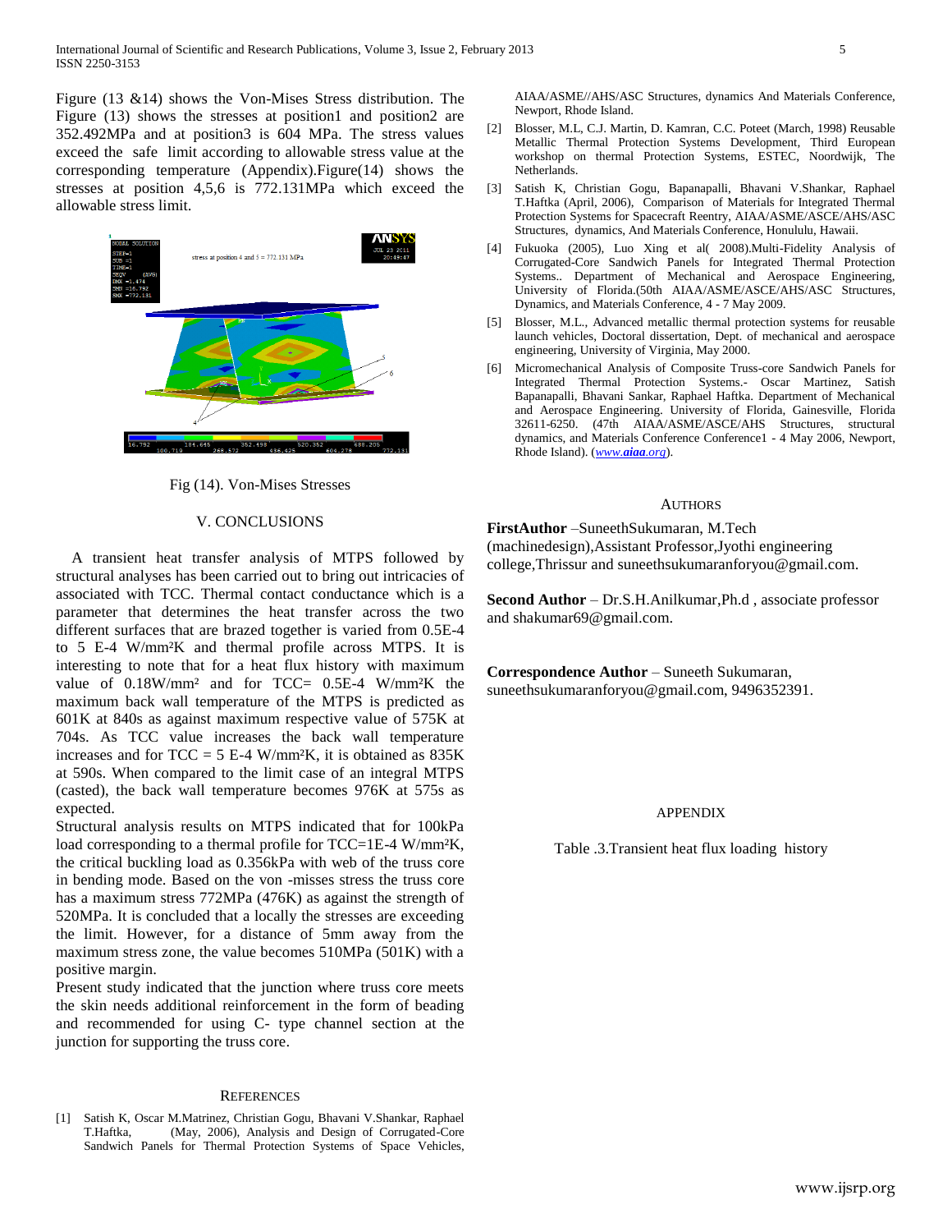Figure (13 &14) shows the Von-Mises Stress distribution. The Figure (13) shows the stresses at position1 and position2 are 352.492MPa and at position3 is 604 MPa. The stress values exceed the safe limit according to allowable stress value at the corresponding temperature (Appendix).Figure(14) shows the stresses at position 4,5,6 is 772.131MPa which exceed the allowable stress limit.

Fig (14). Von-Mises Stresses

## V. CONCLUSIONS

A transient heat transfer analysis of MTPS followed by structural analyses has been carried out to bring out intricacies of associated with TCC. Thermal contact conductance which is a parameter that determines the heat transfer across the two different surfaces that are brazed together is varied from 0.5E-4 to 5 E-4 W/mm²K and thermal profile across MTPS. It is interesting to note that for a heat flux history with maximum value of 0.18W/mm² and for TCC= 0.5E-4 W/mm²K the maximum back wall temperature of the MTPS is predicted as 601K at 840s as against maximum respective value of 575K at 704s. As TCC value increases the back wall temperature increases and for TCC = 5 E-4 W/mm²K, it is obtained as 835K at 590s. When compared to the limit case of an integral MTPS (casted), the back wall temperature becomes 976K at 575s as expected.

Structural analysis results on MTPS indicated that for 100kPa load corresponding to a thermal profile for TCC=1E-4 W/mm²K, the critical buckling load as 0.356kPa with web of the truss core in bending mode. Based on the von -misses stress the truss core has a maximum stress 772MPa (476K) as against the strength of 520MPa. It is concluded that a locally the stresses are exceeding the limit. However, for a distance of 5mm away from the maximum stress zone, the value becomes 510MPa (501K) with a positive margin.

Present study indicated that the junction where truss core meets the skin needs additional reinforcement in the form of beading and recommended for using C- type channel section at the junction for supporting the truss core.

## REFERENCES

[1] Satish K, Oscar M.Matrinez, Christian Gogu, Bhavani V.Shankar, Raphael T.Haftka, (May, 2006), Analysis and Design of Corrugated-Core Sandwich Panels for Thermal Protection Systems of Space Vehicles, AIAA/ASME//AHS/ASC Structures, dynamics And Materials Conference, Newport, Rhode Island.

[2] Blosser, M.L, C.J. Martin, D. Kamran, C.C. Poteet (March, 1998) Reusable Metallic Thermal Protection Systems Development, Third European workshop on thermal Protection Systems, ESTEC, Noordwijk, The Netherlands.

[3] Satish K, Christian Gogu, Bapanapalli, Bhavani V.Shankar, Raphael T.Haftka (April, 2006), Comparison of Materials for Integrated Thermal Protection Systems for Spacecraft Reentry, AIAA/ASME/ASCE/AHS/ASC Structures, dynamics, And Materials Conference, Honulule, Hawaii.

[4] Fukuoka (2005), Luo Xing et al( 2008).Multi-Fidelity Analysis of Corrugated-Core Sandwich Panels for Integrated Thermal Protection Systems.. Department of Mechanical and Aerospace Engineering, University of Florida.(50th AIAA/ASME/ASCE/AHS/ASC Structures, Dynamics, and Materials Conference, 4 - 7 May 2009.

[5] Blosser, M.L., Advanced metallic thermal protection systems for reusable launch vehicles, Doctoral dissertation, Dept. of mechanical and aerospace engineering, University of Virginia, May 2000.

[6] Micromechanical Analysis of Composite Truss-core Sandwich Panels for Integrated Thermal Protection Systems.- Oscar Martinez, Satish Bapanapalli, Bhavani Sankar, Raphael Haftka. Department of Mechanical and Aerospace Engineering. University of Florida, Gainesville, Florida 32611-6250. (47th AIAA/ASME/ASCE/AHS Structures, structural dynamics, and Materials Conference Conference1 - 4 May 2006, Newport, Rhode Island). (www.aiaa.org).

## AUTHORS

**FirstAuthor** –SuneethSukumaran, M.Tech (machinedesign),Assistant Professor,Jyothi engineering college,Thrissur and suneethsukumaranforyou@gmail.com.

**Second Author** – Dr.S.H.Anilkumar,Ph.d , associate professor and shakumar69@gmail.com.

**Correspondence Author** – Suneeth Sukumaran, suneethsukumaranforyou@gmail.com, 9496352391.

## APPENDIX

Table .3.Transient heat flux loading history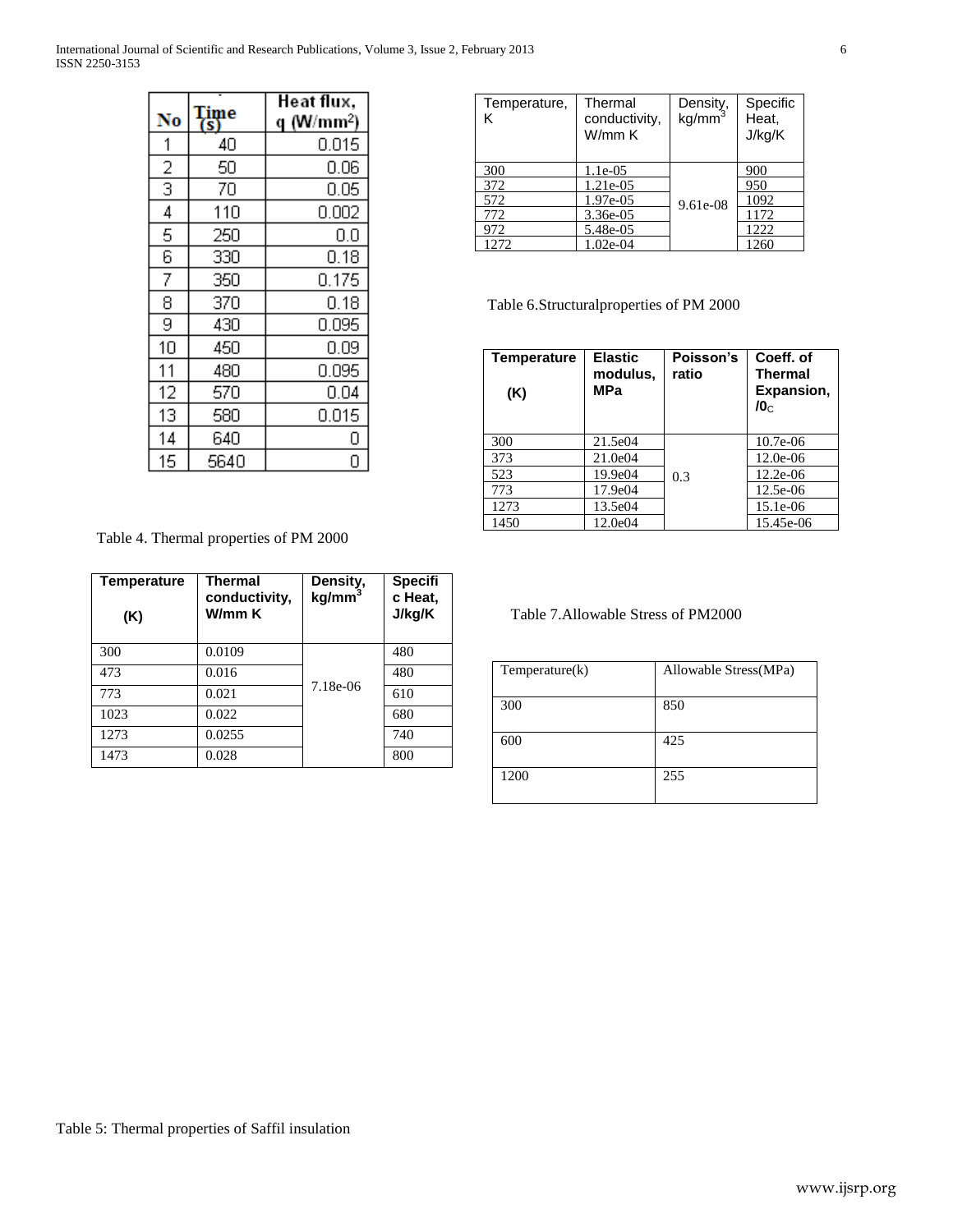| No | Time (s) | Heat flux, q (W/mm²) |
|---|---|---|
| 1 | 40 | 0.015 |
| 2 | 50 | 0.06 |
| 3 | 70 | 0.05 |
| 4 | 110 | 0.002 |
| 5 | 250 | 0.0 |
| 6 | 330 | 0.18 |
| 7 | 350 | 0.175 |
| 8 | 370 | 0.18 |
| 9 | 430 | 0.095 |
| 10 | 450 | 0.09 |
| 11 | 480 | 0.095 |
| 12 | 570 | 0.04 |
| 13 | 580 | 0.015 |
| 14 | 640 | 0 |
| 15 | 5640 | 0 |

Table 4. Thermal properties of PM 2000

| Temperature (K) | Thermal conductivity, W/mm K | Density, kg/mm$^3$ | Specific Heat, J/kg/K |
|---|---|---|---|
| 300 | 0.0109 | 7.18e-06 | 480 |
| 473 | 0.016 | | 480 |
| 773 | 0.021 | | 610 |
| 1023 | 0.022 | | 680 |
| 1273 | 0.0255 | | 740 |
| 1473 | 0.028 | | 800 |

Table 5: Thermal properties of Saffil insulation

| Temperature, K | Thermal conductivity, W/mm K | Density, kg/mm$^3$ | Specific Heat, J/kg/K |
|---|---|---|---|
| 300 | 1.1e-05 | 9.61e-08 | 900 |
| 372 | 1.21e-05 | | 950 |
| 572 | 1.97e-05 | | 1092 |
| 772 | 3.36e-05 | | 1172 |
| 972 | 5.48e-05 | | 1222 |
| 1272 | 1.02e-04 | | 1260 |

Table 6.Structuralproperties of PM 2000

| Temperature (K) | Elastic modulus, MPa | Poisson's ratio | Coeff. of Thermal Expansion, /0$_C$ |
|---|---|---|---|
| 300 | 21.5e04 | 0.3 | 10.7e-06 |
| 373 | 21.0e04 | | 12.0e-06 |
| 523 | 19.9e04 | | 12.2e-06 |
| 773 | 17.9e04 | | 12.5e-06 |
| 1273 | 13.5e04 | | 15.1e-06 |
| 1450 | 12.0e04 | | 15.45e-06 |

Table 7.Allowable Stress of PM2000

| Temperature(k) | Allowable Stress(MPa) |
|---|---|
| 300 | 850 |
| 600 | 425 |
| 1200 | 255 |